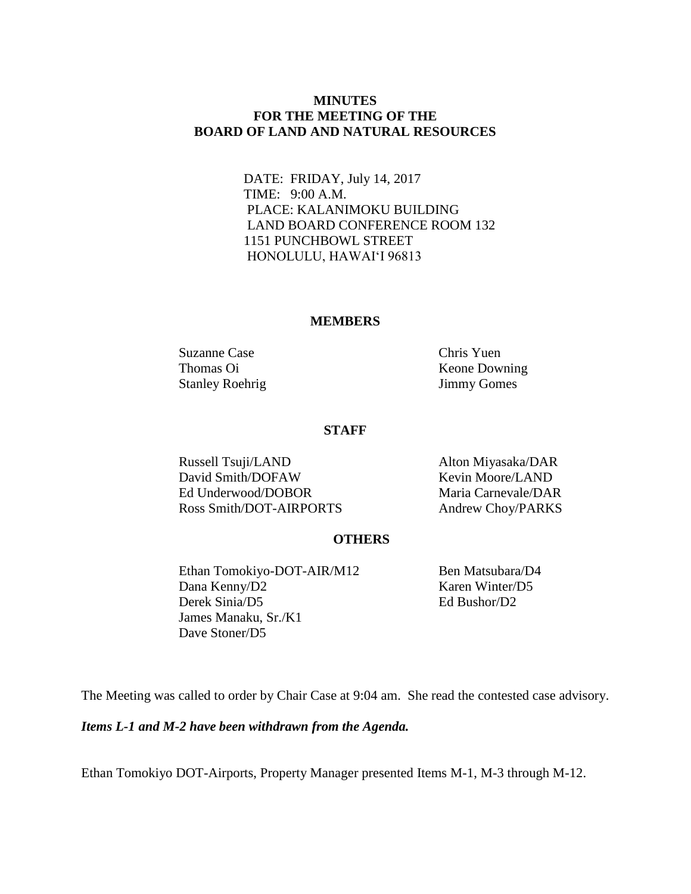# MINUTES
# FOR THE MEETING OF THE
# BOARD OF LAND AND NATURAL RESOURCES

DATE: FRIDAY, July 14, 2017
TIME: 9:00 A.M.
PLACE: KALANIMOKU BUILDING
LAND BOARD CONFERENCE ROOM 132
1151 PUNCHBOWL STREET
HONOLULU, HAWAI'I 96813

## MEMBERS

Suzanne Case
Thomas Oi
Stanley Roehrig
Chris Yuen
Keone Downing
Jimmy Gomes

## STAFF

Russell Tsuji/LAND
David Smith/DOFAW
Ed Underwood/DOBOR
Ross Smith/DOT-AIRPORTS
Alton Miyasaka/DAR
Kevin Moore/LAND
Maria Carnevale/DAR
Andrew Choy/PARKS

## OTHERS

Ethan Tomokiyo-DOT-AIR/M12
Dana Kenny/D2
Derek Sinia/D5
James Manaku, Sr./K1
Dave Stoner/D5
Ben Matsubara/D4
Karen Winter/D5
Ed Bushor/D2

The Meeting was called to order by Chair Case at 9:04 am. She read the contested case advisory.

***Items L-1 and M-2 have been withdrawn from the Agenda.***

Ethan Tomokiyo DOT-Airports, Property Manager presented Items M-1, M-3 through M-12.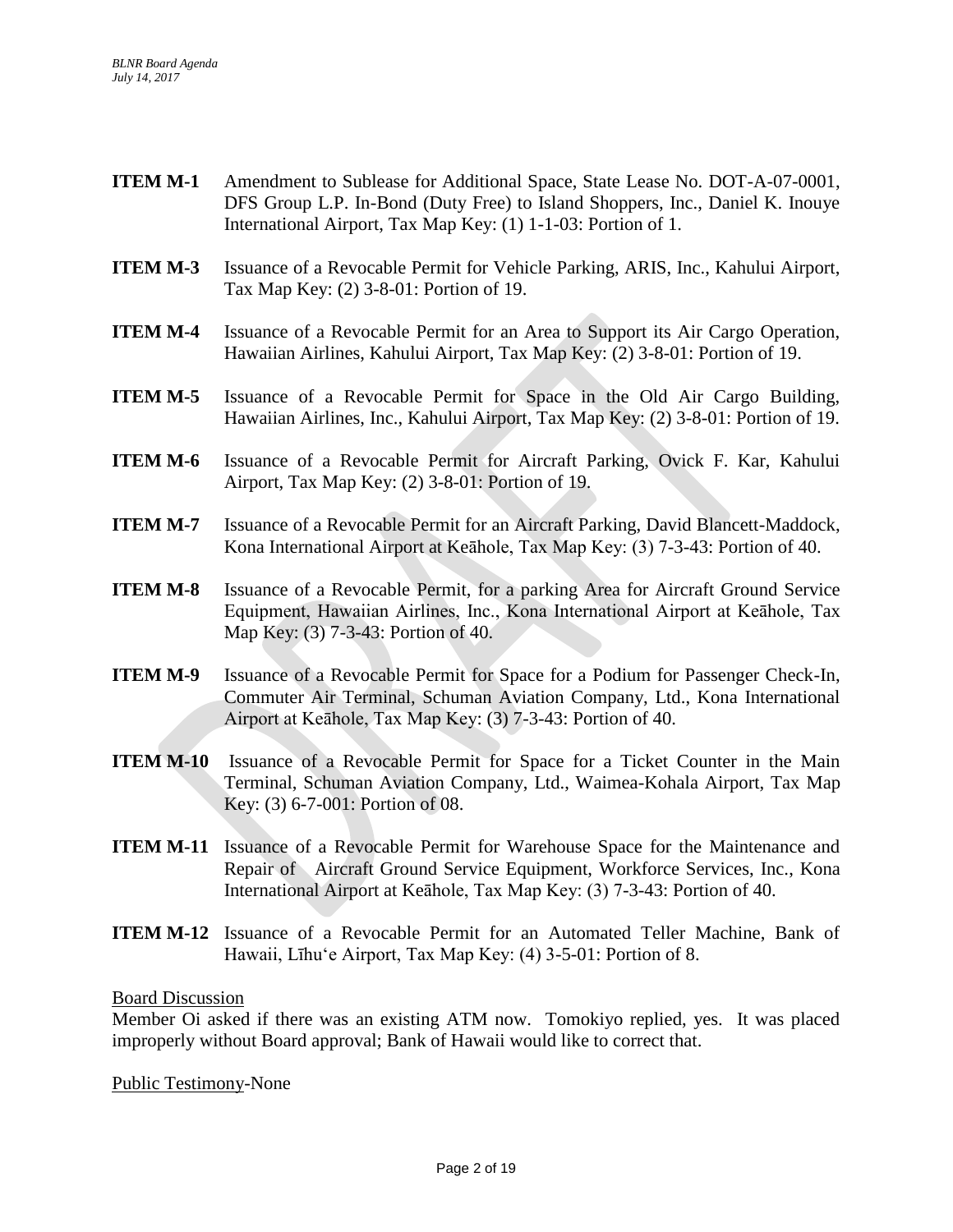**ITEM M-1** Amendment to Sublease for Additional Space, State Lease No. DOT-A-07-0001, DFS Group L.P. In-Bond (Duty Free) to Island Shoppers, Inc., Daniel K. Inouye International Airport, Tax Map Key: (1) 1-1-03: Portion of 1.

**ITEM M-3** Issuance of a Revocable Permit for Vehicle Parking, ARIS, Inc., Kahului Airport, Tax Map Key: (2) 3-8-01: Portion of 19.

**ITEM M-4** Issuance of a Revocable Permit for an Area to Support its Air Cargo Operation, Hawaiian Airlines, Kahului Airport, Tax Map Key: (2) 3-8-01: Portion of 19.

**ITEM M-5** Issuance of a Revocable Permit for Space in the Old Air Cargo Building, Hawaiian Airlines, Inc., Kahului Airport, Tax Map Key: (2) 3-8-01: Portion of 19.

**ITEM M-6** Issuance of a Revocable Permit for Aircraft Parking, Ovick F. Kar, Kahului Airport, Tax Map Key: (2) 3-8-01: Portion of 19.

**ITEM M-7** Issuance of a Revocable Permit for an Aircraft Parking, David Blancett-Maddock, Kona International Airport at Keāhole, Tax Map Key: (3) 7-3-43: Portion of 40.

**ITEM M-8** Issuance of a Revocable Permit, for a parking Area for Aircraft Ground Service Equipment, Hawaiian Airlines, Inc., Kona International Airport at Keāhole, Tax Map Key: (3) 7-3-43: Portion of 40.

**ITEM M-9** Issuance of a Revocable Permit for Space for a Podium for Passenger Check-In, Commuter Air Terminal, Schuman Aviation Company, Ltd., Kona International Airport at Keāhole, Tax Map Key: (3) 7-3-43: Portion of 40.

**ITEM M-10** Issuance of a Revocable Permit for Space for a Ticket Counter in the Main Terminal, Schuman Aviation Company, Ltd., Waimea-Kohala Airport, Tax Map Key: (3) 6-7-001: Portion of 08.

**ITEM M-11** Issuance of a Revocable Permit for Warehouse Space for the Maintenance and Repair of Aircraft Ground Service Equipment, Workforce Services, Inc., Kona International Airport at Keāhole, Tax Map Key: (3) 7-3-43: Portion of 40.

**ITEM M-12** Issuance of a Revocable Permit for an Automated Teller Machine, Bank of Hawaii, Līhuʻe Airport, Tax Map Key: (4) 3-5-01: Portion of 8.

Board Discussion

Member Oi asked if there was an existing ATM now. Tomokiyo replied, yes. It was placed improperly without Board approval; Bank of Hawaii would like to correct that.

Public Testimony-None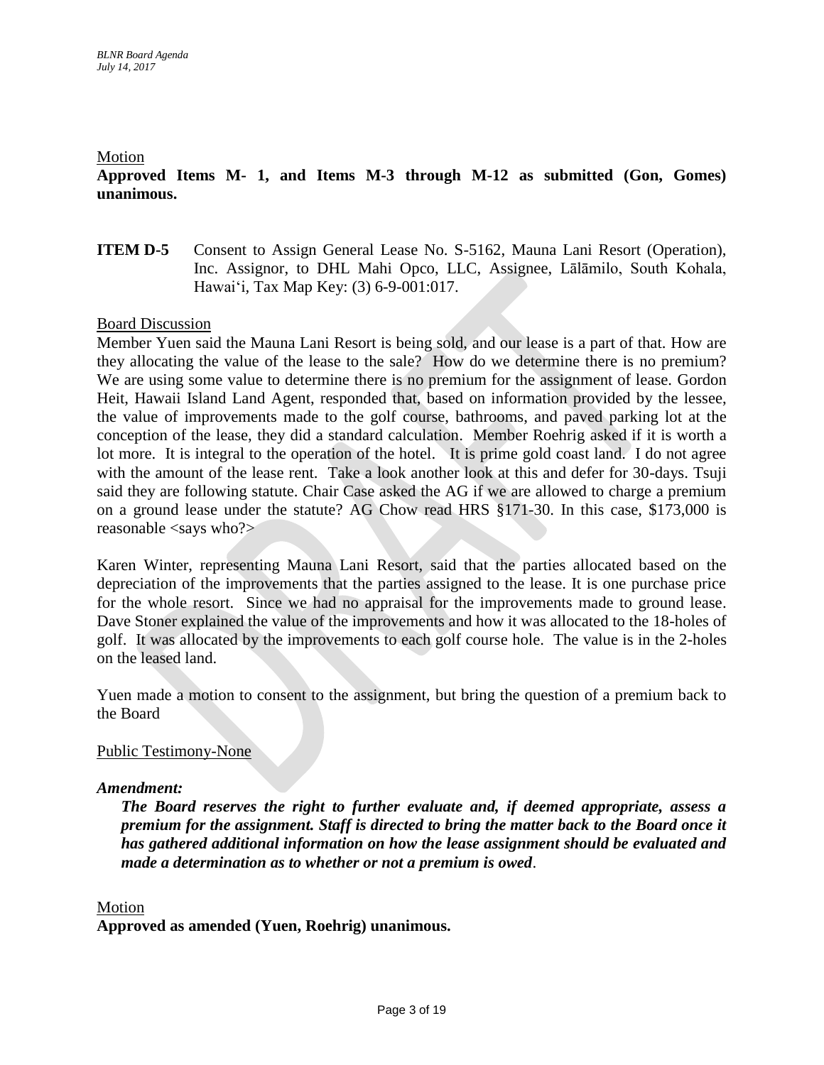Motion

**Approved Items M- 1, and Items M-3 through M-12 as submitted (Gon, Gomes) unanimous.**

**ITEM D-5** Consent to Assign General Lease No. S-5162, Mauna Lani Resort (Operation), Inc. Assignor, to DHL Mahi Opco, LLC, Assignee, Lālāmilo, South Kohala, Hawaiʻi, Tax Map Key: (3) 6-9-001:017.

Board Discussion

Member Yuen said the Mauna Lani Resort is being sold, and our lease is a part of that. How are they allocating the value of the lease to the sale? How do we determine there is no premium? We are using some value to determine there is no premium for the assignment of lease. Gordon Heit, Hawaii Island Land Agent, responded that, based on information provided by the lessee, the value of improvements made to the golf course, bathrooms, and paved parking lot at the conception of the lease, they did a standard calculation. Member Roehrig asked if it is worth a lot more. It is integral to the operation of the hotel. It is prime gold coast land. I do not agree with the amount of the lease rent. Take a look another look at this and defer for 30-days. Tsuji said they are following statute. Chair Case asked the AG if we are allowed to charge a premium on a ground lease under the statute? AG Chow read HRS §171-30. In this case, $173,000 is reasonable <says who?>

Karen Winter, representing Mauna Lani Resort, said that the parties allocated based on the depreciation of the improvements that the parties assigned to the lease. It is one purchase price for the whole resort. Since we had no appraisal for the improvements made to ground lease. Dave Stoner explained the value of the improvements and how it was allocated to the 18-holes of golf. It was allocated by the improvements to each golf course hole. The value is in the 2-holes on the leased land.

Yuen made a motion to consent to the assignment, but bring the question of a premium back to the Board

Public Testimony-None

***Amendment:***

> ***The Board reserves the right to further evaluate and, if deemed appropriate, assess a premium for the assignment. Staff is directed to bring the matter back to the Board once it has gathered additional information on how the lease assignment should be evaluated and made a determination as to whether or not a premium is owed.***

Motion

**Approved as amended (Yuen, Roehrig) unanimous.**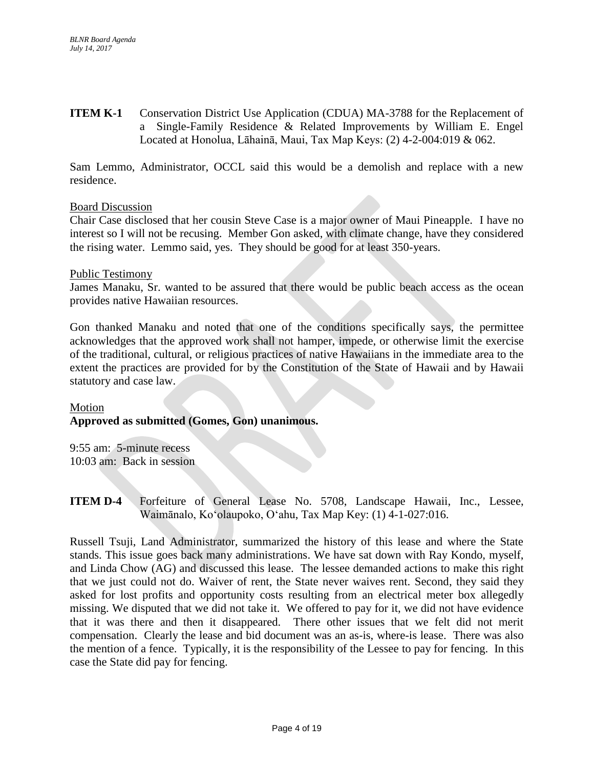**ITEM K-1** Conservation District Use Application (CDUA) MA-3788 for the Replacement of a Single-Family Residence & Related Improvements by William E. Engel Located at Honolua, Lāhainā, Maui, Tax Map Keys: (2) 4-2-004:019 & 062.

Sam Lemmo, Administrator, OCCL said this would be a demolish and replace with a new residence.

Board Discussion

Chair Case disclosed that her cousin Steve Case is a major owner of Maui Pineapple. I have no interest so I will not be recusing. Member Gon asked, with climate change, have they considered the rising water. Lemmo said, yes. They should be good for at least 350-years.

Public Testimony

James Manaku, Sr. wanted to be assured that there would be public beach access as the ocean provides native Hawaiian resources.

Gon thanked Manaku and noted that one of the conditions specifically says, the permittee acknowledges that the approved work shall not hamper, impede, or otherwise limit the exercise of the traditional, cultural, or religious practices of native Hawaiians in the immediate area to the extent the practices are provided for by the Constitution of the State of Hawaii and by Hawaii statutory and case law.

Motion

**Approved as submitted (Gomes, Gon) unanimous.**

9:55 am: 5-minute recess
10:03 am: Back in session

**ITEM D-4** Forfeiture of General Lease No. 5708, Landscape Hawaii, Inc., Lessee, Waimānalo, Koʻolaupoko, Oʻahu, Tax Map Key: (1) 4-1-027:016.

Russell Tsuji, Land Administrator, summarized the history of this lease and where the State stands. This issue goes back many administrations. We have sat down with Ray Kondo, myself, and Linda Chow (AG) and discussed this lease. The lessee demanded actions to make this right that we just could not do. Waiver of rent, the State never waives rent. Second, they said they asked for lost profits and opportunity costs resulting from an electrical meter box allegedly missing. We disputed that we did not take it. We offered to pay for it, we did not have evidence that it was there and then it disappeared. There other issues that we felt did not merit compensation. Clearly the lease and bid document was an as-is, where-is lease. There was also the mention of a fence. Typically, it is the responsibility of the Lessee to pay for fencing. In this case the State did pay for fencing.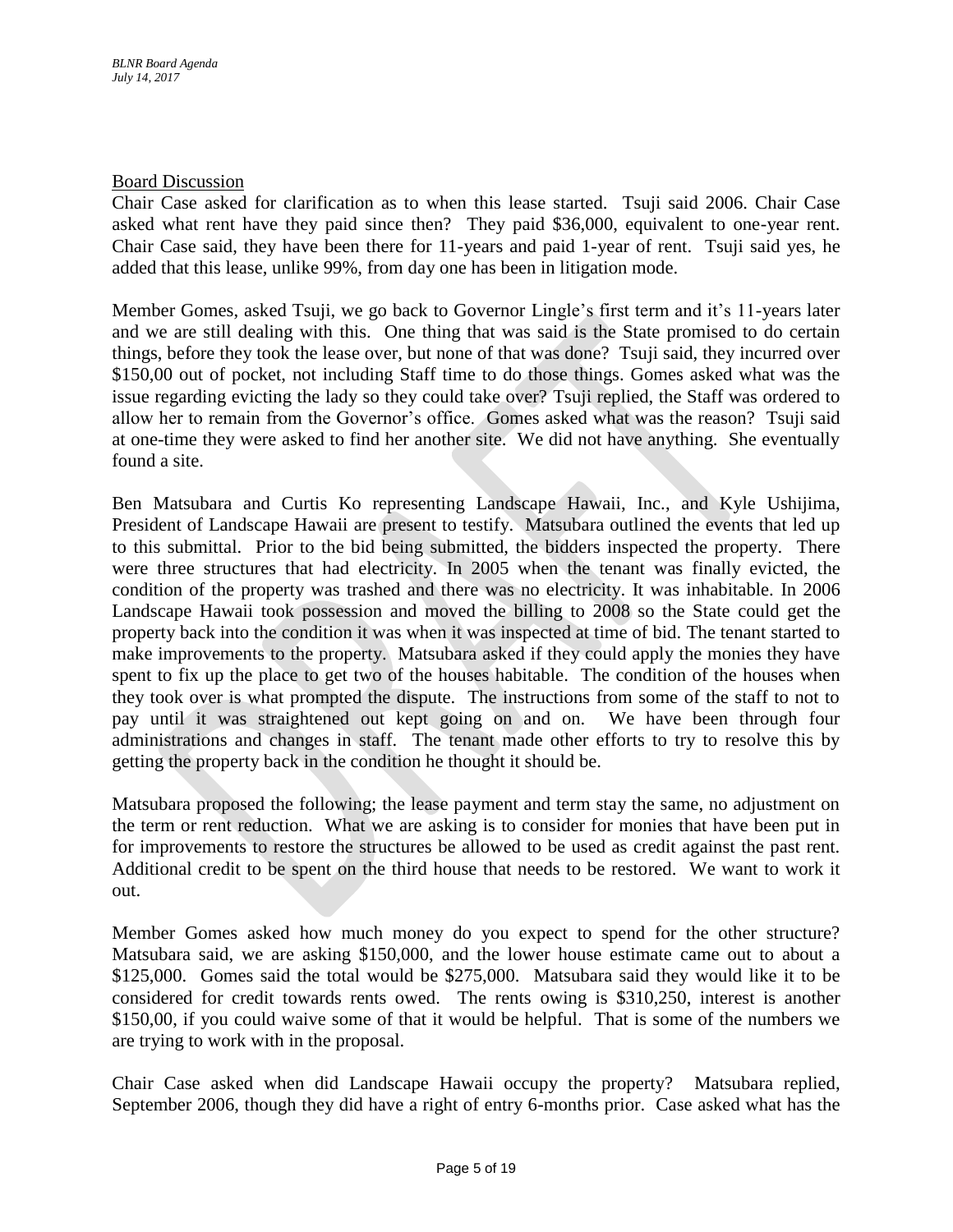Board Discussion

Chair Case asked for clarification as to when this lease started. Tsuji said 2006. Chair Case asked what rent have they paid since then? They paid $36,000, equivalent to one-year rent. Chair Case said, they have been there for 11-years and paid 1-year of rent. Tsuji said yes, he added that this lease, unlike 99%, from day one has been in litigation mode.

Member Gomes, asked Tsuji, we go back to Governor Lingle's first term and it's 11-years later and we are still dealing with this. One thing that was said is the State promised to do certain things, before they took the lease over, but none of that was done? Tsuji said, they incurred over $150,00 out of pocket, not including Staff time to do those things. Gomes asked what was the issue regarding evicting the lady so they could take over? Tsuji replied, the Staff was ordered to allow her to remain from the Governor's office. Gomes asked what was the reason? Tsuji said at one-time they were asked to find her another site. We did not have anything. She eventually found a site.

Ben Matsubara and Curtis Ko representing Landscape Hawaii, Inc., and Kyle Ushijima, President of Landscape Hawaii are present to testify. Matsubara outlined the events that led up to this submittal. Prior to the bid being submitted, the bidders inspected the property. There were three structures that had electricity. In 2005 when the tenant was finally evicted, the condition of the property was trashed and there was no electricity. It was inhabitable. In 2006 Landscape Hawaii took possession and moved the billing to 2008 so the State could get the property back into the condition it was when it was inspected at time of bid. The tenant started to make improvements to the property. Matsubara asked if they could apply the monies they have spent to fix up the place to get two of the houses habitable. The condition of the houses when they took over is what prompted the dispute. The instructions from some of the staff to not to pay until it was straightened out kept going on and on. We have been through four administrations and changes in staff. The tenant made other efforts to try to resolve this by getting the property back in the condition he thought it should be.

Matsubara proposed the following; the lease payment and term stay the same, no adjustment on the term or rent reduction. What we are asking is to consider for monies that have been put in for improvements to restore the structures be allowed to be used as credit against the past rent. Additional credit to be spent on the third house that needs to be restored. We want to work it out.

Member Gomes asked how much money do you expect to spend for the other structure? Matsubara said, we are asking $150,000, and the lower house estimate came out to about a $125,000. Gomes said the total would be $275,000. Matsubara said they would like it to be considered for credit towards rents owed. The rents owing is $310,250, interest is another $150,00, if you could waive some of that it would be helpful. That is some of the numbers we are trying to work with in the proposal.

Chair Case asked when did Landscape Hawaii occupy the property? Matsubara replied, September 2006, though they did have a right of entry 6-months prior. Case asked what has the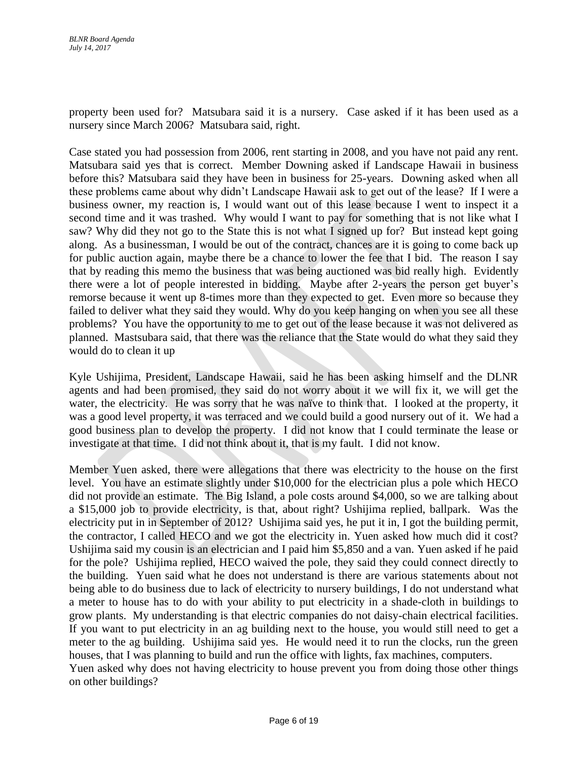property been used for? Matsubara said it is a nursery. Case asked if it has been used as a nursery since March 2006? Matsubara said, right.

Case stated you had possession from 2006, rent starting in 2008, and you have not paid any rent. Matsubara said yes that is correct. Member Downing asked if Landscape Hawaii in business before this? Matsubara said they have been in business for 25-years. Downing asked when all these problems came about why didn't Landscape Hawaii ask to get out of the lease? If I were a business owner, my reaction is, I would want out of this lease because I went to inspect it a second time and it was trashed. Why would I want to pay for something that is not like what I saw? Why did they not go to the State this is not what I signed up for? But instead kept going along. As a businessman, I would be out of the contract, chances are it is going to come back up for public auction again, maybe there be a chance to lower the fee that I bid. The reason I say that by reading this memo the business that was being auctioned was bid really high. Evidently there were a lot of people interested in bidding. Maybe after 2-years the person get buyer's remorse because it went up 8-times more than they expected to get. Even more so because they failed to deliver what they said they would. Why do you keep hanging on when you see all these problems? You have the opportunity to me to get out of the lease because it was not delivered as planned. Mastsubara said, that there was the reliance that the State would do what they said they would do to clean it up

Kyle Ushijima, President, Landscape Hawaii, said he has been asking himself and the DLNR agents and had been promised, they said do not worry about it we will fix it, we will get the water, the electricity. He was sorry that he was naïve to think that. I looked at the property, it was a good level property, it was terraced and we could build a good nursery out of it. We had a good business plan to develop the property. I did not know that I could terminate the lease or investigate at that time. I did not think about it, that is my fault. I did not know.

Member Yuen asked, there were allegations that there was electricity to the house on the first level. You have an estimate slightly under $10,000 for the electrician plus a pole which HECO did not provide an estimate. The Big Island, a pole costs around $4,000, so we are talking about a $15,000 job to provide electricity, is that, about right? Ushijima replied, ballpark. Was the electricity put in in September of 2012? Ushijima said yes, he put it in, I got the building permit, the contractor, I called HECO and we got the electricity in. Yuen asked how much did it cost? Ushijima said my cousin is an electrician and I paid him $5,850 and a van. Yuen asked if he paid for the pole? Ushijima replied, HECO waived the pole, they said they could connect directly to the building. Yuen said what he does not understand is there are various statements about not being able to do business due to lack of electricity to nursery buildings, I do not understand what a meter to house has to do with your ability to put electricity in a shade-cloth in buildings to grow plants. My understanding is that electric companies do not daisy-chain electrical facilities. If you want to put electricity in an ag building next to the house, you would still need to get a meter to the ag building. Ushijima said yes. He would need it to run the clocks, run the green houses, that I was planning to build and run the office with lights, fax machines, computers.
Yuen asked why does not having electricity to house prevent you from doing those other things on other buildings?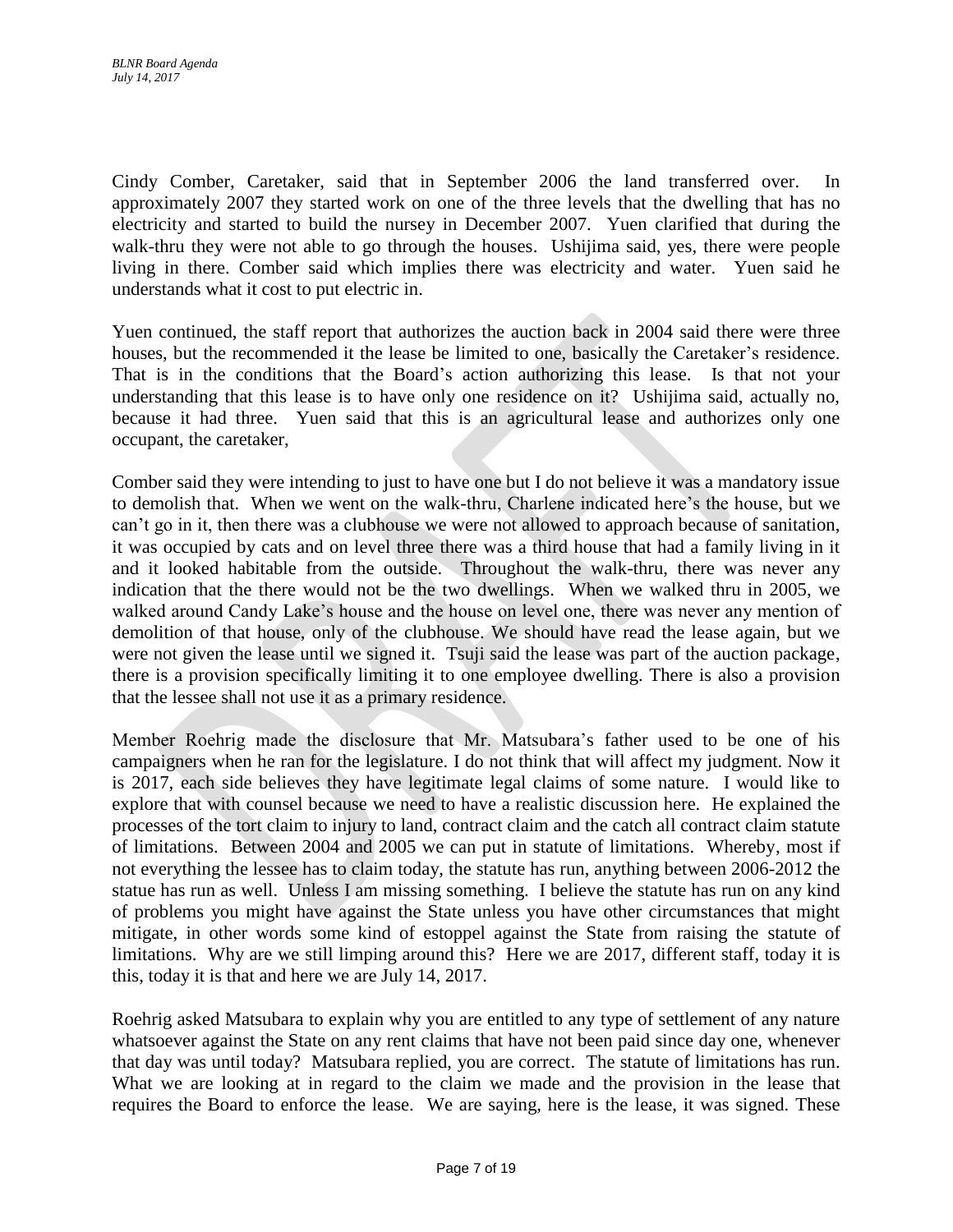Cindy Comber, Caretaker, said that in September 2006 the land transferred over. In approximately 2007 they started work on one of the three levels that the dwelling that has no electricity and started to build the nursey in December 2007. Yuen clarified that during the walk-thru they were not able to go through the houses. Ushijima said, yes, there were people living in there. Comber said which implies there was electricity and water. Yuen said he understands what it cost to put electric in.

Yuen continued, the staff report that authorizes the auction back in 2004 said there were three houses, but the recommended it the lease be limited to one, basically the Caretaker's residence. That is in the conditions that the Board's action authorizing this lease. Is that not your understanding that this lease is to have only one residence on it? Ushijima said, actually no, because it had three. Yuen said that this is an agricultural lease and authorizes only one occupant, the caretaker,

Comber said they were intending to just to have one but I do not believe it was a mandatory issue to demolish that. When we went on the walk-thru, Charlene indicated here's the house, but we can't go in it, then there was a clubhouse we were not allowed to approach because of sanitation, it was occupied by cats and on level three there was a third house that had a family living in it and it looked habitable from the outside. Throughout the walk-thru, there was never any indication that the there would not be the two dwellings. When we walked thru in 2005, we walked around Candy Lake's house and the house on level one, there was never any mention of demolition of that house, only of the clubhouse. We should have read the lease again, but we were not given the lease until we signed it. Tsuji said the lease was part of the auction package, there is a provision specifically limiting it to one employee dwelling. There is also a provision that the lessee shall not use it as a primary residence.

Member Roehrig made the disclosure that Mr. Matsubara's father used to be one of his campaigners when he ran for the legislature. I do not think that will affect my judgment. Now it is 2017, each side believes they have legitimate legal claims of some nature. I would like to explore that with counsel because we need to have a realistic discussion here. He explained the processes of the tort claim to injury to land, contract claim and the catch all contract claim statute of limitations. Between 2004 and 2005 we can put in statute of limitations. Whereby, most if not everything the lessee has to claim today, the statute has run, anything between 2006-2012 the statue has run as well. Unless I am missing something. I believe the statute has run on any kind of problems you might have against the State unless you have other circumstances that might mitigate, in other words some kind of estoppel against the State from raising the statute of limitations. Why are we still limping around this? Here we are 2017, different staff, today it is this, today it is that and here we are July 14, 2017.

Roehrig asked Matsubara to explain why you are entitled to any type of settlement of any nature whatsoever against the State on any rent claims that have not been paid since day one, whenever that day was until today? Matsubara replied, you are correct. The statute of limitations has run. What we are looking at in regard to the claim we made and the provision in the lease that requires the Board to enforce the lease. We are saying, here is the lease, it was signed. These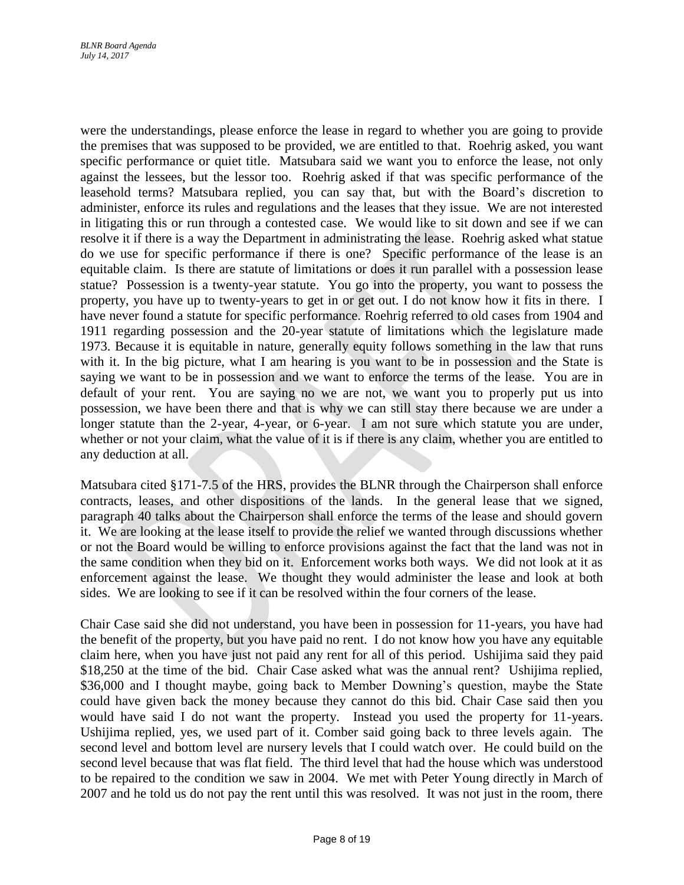were the understandings, please enforce the lease in regard to whether you are going to provide the premises that was supposed to be provided, we are entitled to that. Roehrig asked, you want specific performance or quiet title. Matsubara said we want you to enforce the lease, not only against the lessees, but the lessor too. Roehrig asked if that was specific performance of the leasehold terms? Matsubara replied, you can say that, but with the Board's discretion to administer, enforce its rules and regulations and the leases that they issue. We are not interested in litigating this or run through a contested case. We would like to sit down and see if we can resolve it if there is a way the Department in administrating the lease. Roehrig asked what statue do we use for specific performance if there is one? Specific performance of the lease is an equitable claim. Is there are statute of limitations or does it run parallel with a possession lease statue? Possession is a twenty-year statute. You go into the property, you want to possess the property, you have up to twenty-years to get in or get out. I do not know how it fits in there. I have never found a statute for specific performance. Roehrig referred to old cases from 1904 and 1911 regarding possession and the 20-year statute of limitations which the legislature made 1973. Because it is equitable in nature, generally equity follows something in the law that runs with it. In the big picture, what I am hearing is you want to be in possession and the State is saying we want to be in possession and we want to enforce the terms of the lease. You are in default of your rent. You are saying no we are not, we want you to properly put us into possession, we have been there and that is why we can still stay there because we are under a longer statute than the 2-year, 4-year, or 6-year. I am not sure which statute you are under, whether or not your claim, what the value of it is if there is any claim, whether you are entitled to any deduction at all.

Matsubara cited §171-7.5 of the HRS, provides the BLNR through the Chairperson shall enforce contracts, leases, and other dispositions of the lands. In the general lease that we signed, paragraph 40 talks about the Chairperson shall enforce the terms of the lease and should govern it. We are looking at the lease itself to provide the relief we wanted through discussions whether or not the Board would be willing to enforce provisions against the fact that the land was not in the same condition when they bid on it. Enforcement works both ways. We did not look at it as enforcement against the lease. We thought they would administer the lease and look at both sides. We are looking to see if it can be resolved within the four corners of the lease.

Chair Case said she did not understand, you have been in possession for 11-years, you have had the benefit of the property, but you have paid no rent. I do not know how you have any equitable claim here, when you have just not paid any rent for all of this period. Ushijima said they paid $18,250 at the time of the bid. Chair Case asked what was the annual rent? Ushijima replied, $36,000 and I thought maybe, going back to Member Downing's question, maybe the State could have given back the money because they cannot do this bid. Chair Case said then you would have said I do not want the property. Instead you used the property for 11-years. Ushijima replied, yes, we used part of it. Comber said going back to three levels again. The second level and bottom level are nursery levels that I could watch over. He could build on the second level because that was flat field. The third level that had the house which was understood to be repaired to the condition we saw in 2004. We met with Peter Young directly in March of 2007 and he told us do not pay the rent until this was resolved. It was not just in the room, there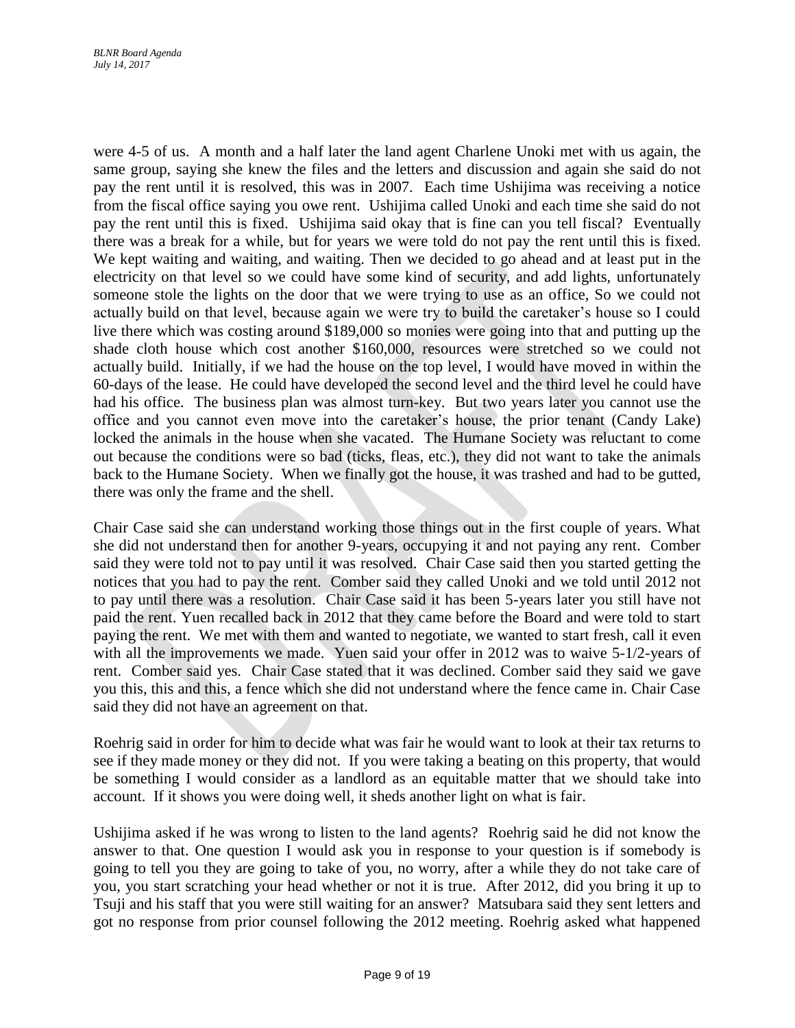were 4-5 of us. A month and a half later the land agent Charlene Unoki met with us again, the same group, saying she knew the files and the letters and discussion and again she said do not pay the rent until it is resolved, this was in 2007. Each time Ushijima was receiving a notice from the fiscal office saying you owe rent. Ushijima called Unoki and each time she said do not pay the rent until this is fixed. Ushijima said okay that is fine can you tell fiscal? Eventually there was a break for a while, but for years we were told do not pay the rent until this is fixed. We kept waiting and waiting, and waiting. Then we decided to go ahead and at least put in the electricity on that level so we could have some kind of security, and add lights, unfortunately someone stole the lights on the door that we were trying to use as an office, So we could not actually build on that level, because again we were try to build the caretaker's house so I could live there which was costing around $189,000 so monies were going into that and putting up the shade cloth house which cost another $160,000, resources were stretched so we could not actually build. Initially, if we had the house on the top level, I would have moved in within the 60-days of the lease. He could have developed the second level and the third level he could have had his office. The business plan was almost turn-key. But two years later you cannot use the office and you cannot even move into the caretaker's house, the prior tenant (Candy Lake) locked the animals in the house when she vacated. The Humane Society was reluctant to come out because the conditions were so bad (ticks, fleas, etc.), they did not want to take the animals back to the Humane Society. When we finally got the house, it was trashed and had to be gutted, there was only the frame and the shell.

Chair Case said she can understand working those things out in the first couple of years. What she did not understand then for another 9-years, occupying it and not paying any rent. Comber said they were told not to pay until it was resolved. Chair Case said then you started getting the notices that you had to pay the rent. Comber said they called Unoki and we told until 2012 not to pay until there was a resolution. Chair Case said it has been 5-years later you still have not paid the rent. Yuen recalled back in 2012 that they came before the Board and were told to start paying the rent. We met with them and wanted to negotiate, we wanted to start fresh, call it even with all the improvements we made. Yuen said your offer in 2012 was to waive 5-1/2-years of rent. Comber said yes. Chair Case stated that it was declined. Comber said they said we gave you this, this and this, a fence which she did not understand where the fence came in. Chair Case said they did not have an agreement on that.

Roehrig said in order for him to decide what was fair he would want to look at their tax returns to see if they made money or they did not. If you were taking a beating on this property, that would be something I would consider as a landlord as an equitable matter that we should take into account. If it shows you were doing well, it sheds another light on what is fair.

Ushijima asked if he was wrong to listen to the land agents? Roehrig said he did not know the answer to that. One question I would ask you in response to your question is if somebody is going to tell you they are going to take of you, no worry, after a while they do not take care of you, you start scratching your head whether or not it is true. After 2012, did you bring it up to Tsuji and his staff that you were still waiting for an answer? Matsubara said they sent letters and got no response from prior counsel following the 2012 meeting. Roehrig asked what happened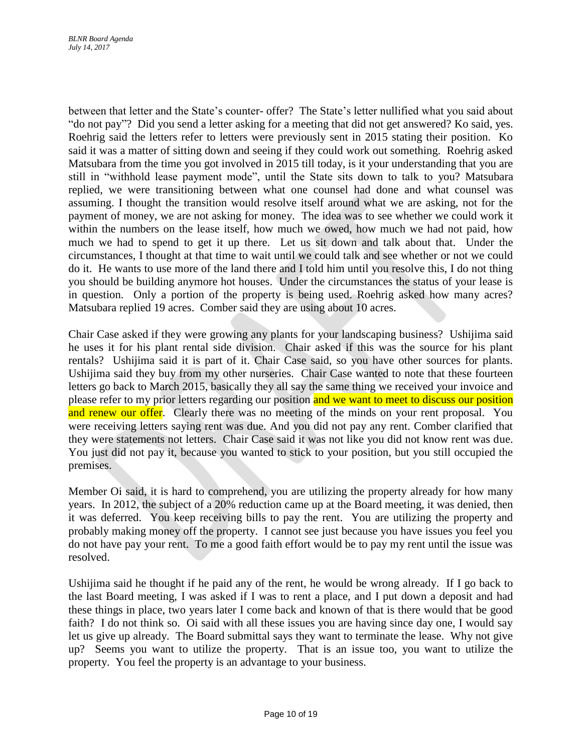between that letter and the State's counter- offer? The State's letter nullified what you said about "do not pay"? Did you send a letter asking for a meeting that did not get answered? Ko said, yes. Roehrig said the letters refer to letters were previously sent in 2015 stating their position. Ko said it was a matter of sitting down and seeing if they could work out something. Roehrig asked Matsubara from the time you got involved in 2015 till today, is it your understanding that you are still in "withhold lease payment mode", until the State sits down to talk to you? Matsubara replied, we were transitioning between what one counsel had done and what counsel was assuming. I thought the transition would resolve itself around what we are asking, not for the payment of money, we are not asking for money. The idea was to see whether we could work it within the numbers on the lease itself, how much we owed, how much we had not paid, how much we had to spend to get it up there. Let us sit down and talk about that. Under the circumstances, I thought at that time to wait until we could talk and see whether or not we could do it. He wants to use more of the land there and I told him until you resolve this, I do not thing you should be building anymore hot houses. Under the circumstances the status of your lease is in question. Only a portion of the property is being used. Roehrig asked how many acres? Matsubara replied 19 acres. Comber said they are using about 10 acres.

Chair Case asked if they were growing any plants for your landscaping business? Ushijima said he uses it for his plant rental side division. Chair asked if this was the source for his plant rentals? Ushijima said it is part of it. Chair Case said, so you have other sources for plants. Ushijima said they buy from my other nurseries. Chair Case wanted to note that these fourteen letters go back to March 2015, basically they all say the same thing we received your invoice and please refer to my prior letters regarding our position and we want to meet to discuss our position and renew our offer. Clearly there was no meeting of the minds on your rent proposal. You were receiving letters saying rent was due. And you did not pay any rent. Comber clarified that they were statements not letters. Chair Case said it was not like you did not know rent was due. You just did not pay it, because you wanted to stick to your position, but you still occupied the premises.

Member Oi said, it is hard to comprehend, you are utilizing the property already for how many years. In 2012, the subject of a 20% reduction came up at the Board meeting, it was denied, then it was deferred. You keep receiving bills to pay the rent. You are utilizing the property and probably making money off the property. I cannot see just because you have issues you feel you do not have pay your rent. To me a good faith effort would be to pay my rent until the issue was resolved.

Ushijima said he thought if he paid any of the rent, he would be wrong already. If I go back to the last Board meeting, I was asked if I was to rent a place, and I put down a deposit and had these things in place, two years later I come back and known of that is there would that be good faith? I do not think so. Oi said with all these issues you are having since day one, I would say let us give up already. The Board submittal says they want to terminate the lease. Why not give up? Seems you want to utilize the property. That is an issue too, you want to utilize the property. You feel the property is an advantage to your business.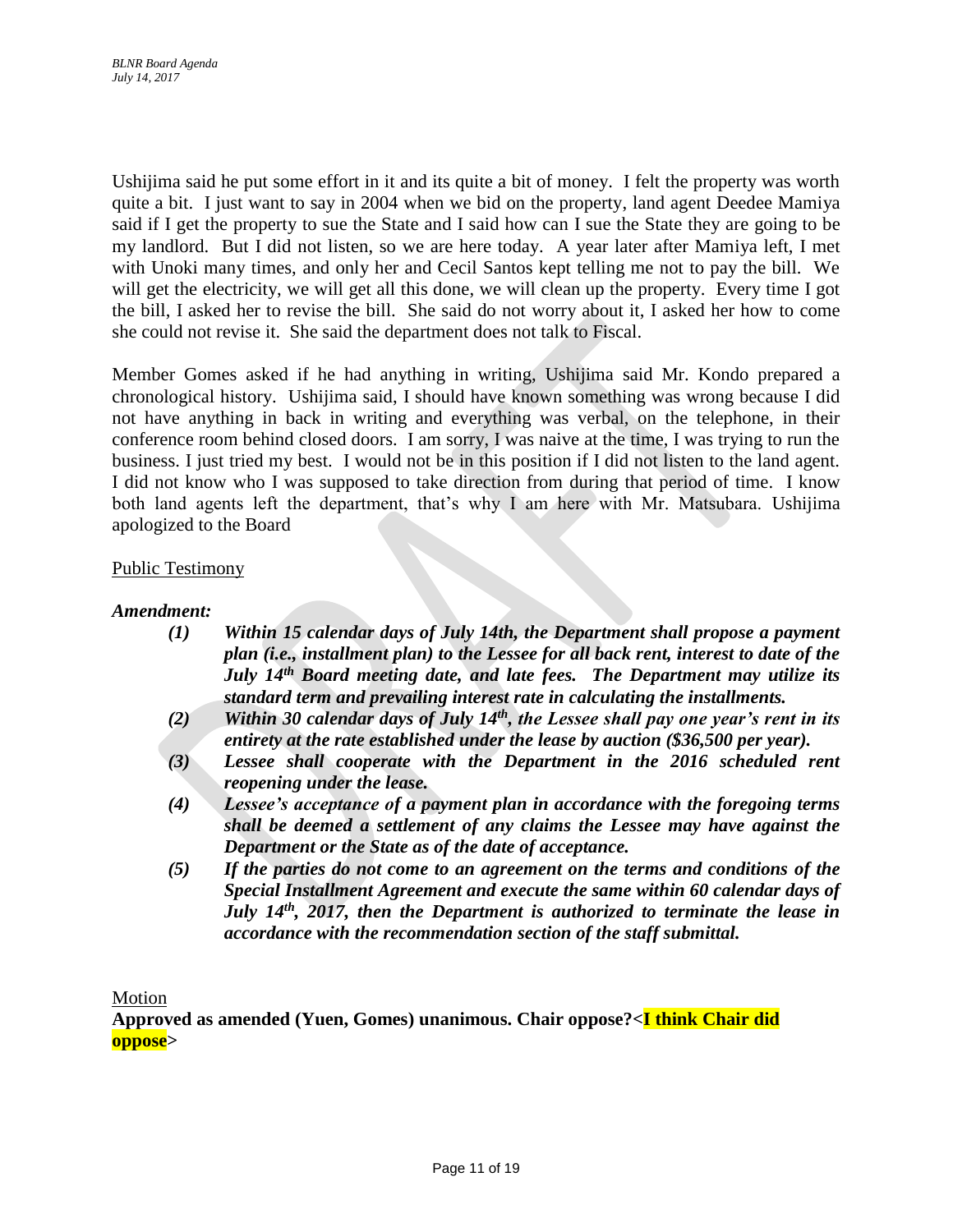Ushijima said he put some effort in it and its quite a bit of money. I felt the property was worth quite a bit. I just want to say in 2004 when we bid on the property, land agent Deedee Mamiya said if I get the property to sue the State and I said how can I sue the State they are going to be my landlord. But I did not listen, so we are here today. A year later after Mamiya left, I met with Unoki many times, and only her and Cecil Santos kept telling me not to pay the bill. We will get the electricity, we will get all this done, we will clean up the property. Every time I got the bill, I asked her to revise the bill. She said do not worry about it, I asked her how to come she could not revise it. She said the department does not talk to Fiscal.

Member Gomes asked if he had anything in writing, Ushijima said Mr. Kondo prepared a chronological history. Ushijima said, I should have known something was wrong because I did not have anything in back in writing and everything was verbal, on the telephone, in their conference room behind closed doors. I am sorry, I was naive at the time, I was trying to run the business. I just tried my best. I would not be in this position if I did not listen to the land agent. I did not know who I was supposed to take direction from during that period of time. I know both land agents left the department, that's why I am here with Mr. Matsubara. Ushijima apologized to the Board

Public Testimony

***Amendment:***

***(1)*** ***Within 15 calendar days of July 14th, the Department shall propose a payment plan (i.e., installment plan) to the Lessee for all back rent, interest to date of the July 14th Board meeting date, and late fees. The Department may utilize its standard term and prevailing interest rate in calculating the installments.***

***(2)*** ***Within 30 calendar days of July 14th, the Lessee shall pay one year's rent in its entirety at the rate established under the lease by auction ($36,500 per year).***

***(3)*** ***Lessee shall cooperate with the Department in the 2016 scheduled rent reopening under the lease.***

***(4)*** ***Lessee's acceptance of a payment plan in accordance with the foregoing terms shall be deemed a settlement of any claims the Lessee may have against the Department or the State as of the date of acceptance.***

***(5)*** ***If the parties do not come to an agreement on the terms and conditions of the Special Installment Agreement and execute the same within 60 calendar days of July 14th, 2017, then the Department is authorized to terminate the lease in accordance with the recommendation section of the staff submittal.***

Motion

**Approved as amended (Yuen, Gomes) unanimous. Chair oppose?<I think Chair did oppose>**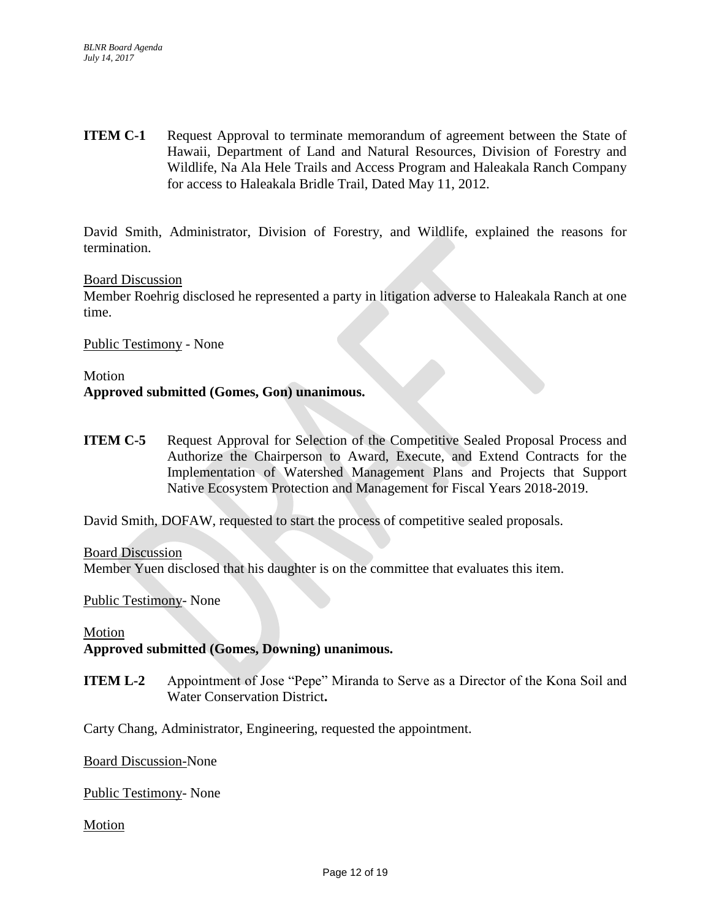**ITEM C-1** Request Approval to terminate memorandum of agreement between the State of Hawaii, Department of Land and Natural Resources, Division of Forestry and Wildlife, Na Ala Hele Trails and Access Program and Haleakala Ranch Company for access to Haleakala Bridle Trail, Dated May 11, 2012.

David Smith, Administrator, Division of Forestry, and Wildlife, explained the reasons for termination.

Board Discussion
Member Roehrig disclosed he represented a party in litigation adverse to Haleakala Ranch at one time.

Public Testimony - None

Motion
**Approved submitted (Gomes, Gon) unanimous.**

**ITEM C-5** Request Approval for Selection of the Competitive Sealed Proposal Process and Authorize the Chairperson to Award, Execute, and Extend Contracts for the Implementation of Watershed Management Plans and Projects that Support Native Ecosystem Protection and Management for Fiscal Years 2018-2019.

David Smith, DOFAW, requested to start the process of competitive sealed proposals.

Board Discussion
Member Yuen disclosed that his daughter is on the committee that evaluates this item.

Public Testimony- None

Motion
**Approved submitted (Gomes, Downing) unanimous.**

**ITEM L-2** Appointment of Jose "Pepe" Miranda to Serve as a Director of the Kona Soil and Water Conservation District**.**

Carty Chang, Administrator, Engineering, requested the appointment.

Board Discussion-None

Public Testimony- None

Motion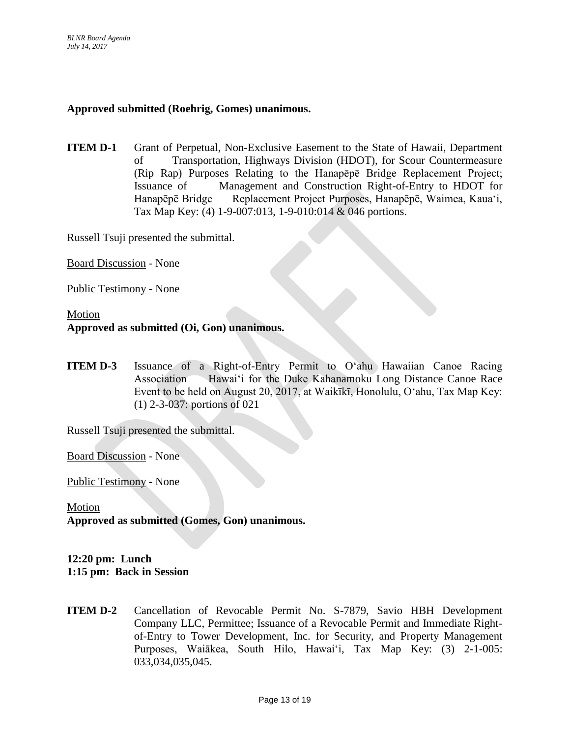**Approved submitted (Roehrig, Gomes) unanimous.**

**ITEM D-1** Grant of Perpetual, Non-Exclusive Easement to the State of Hawaii, Department of Transportation, Highways Division (HDOT), for Scour Countermeasure (Rip Rap) Purposes Relating to the Hanapēpē Bridge Replacement Project; Issuance of Management and Construction Right-of-Entry to HDOT for Hanapēpē Bridge Replacement Project Purposes, Hanapēpē, Waimea, Kaua'i, Tax Map Key: (4) 1-9-007:013, 1-9-010:014 & 046 portions.

Russell Tsuji presented the submittal.

Board Discussion - None

Public Testimony - None

Motion
**Approved as submitted (Oi, Gon) unanimous.**

**ITEM D-3** Issuance of a Right-of-Entry Permit to O'ahu Hawaiian Canoe Racing Association Hawai'i for the Duke Kahanamoku Long Distance Canoe Race Event to be held on August 20, 2017, at Waikīkī, Honolulu, O'ahu, Tax Map Key: (1) 2-3-037: portions of 021

Russell Tsuji presented the submittal.

Board Discussion - None

Public Testimony - None

Motion
**Approved as submitted (Gomes, Gon) unanimous.**

**12:20 pm: Lunch**
**1:15 pm: Back in Session**

**ITEM D-2** Cancellation of Revocable Permit No. S-7879, Savio HBH Development Company LLC, Permittee; Issuance of a Revocable Permit and Immediate Right-of-Entry to Tower Development, Inc. for Security, and Property Management Purposes, Waiākea, South Hilo, Hawai'i, Tax Map Key: (3) 2-1-005: 033,034,035,045.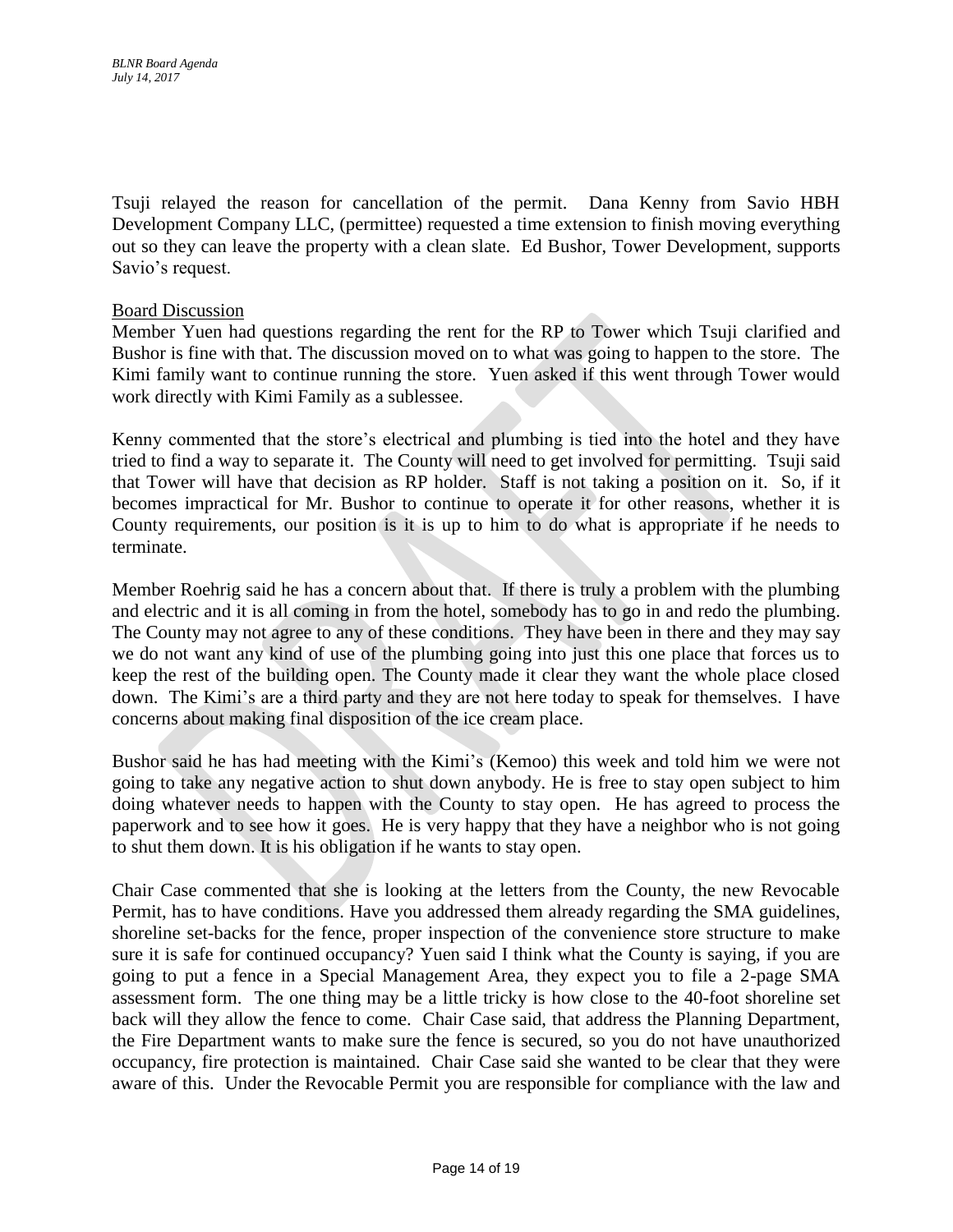Tsuji relayed the reason for cancellation of the permit. Dana Kenny from Savio HBH Development Company LLC, (permittee) requested a time extension to finish moving everything out so they can leave the property with a clean slate. Ed Bushor, Tower Development, supports Savio's request.

Board Discussion

Member Yuen had questions regarding the rent for the RP to Tower which Tsuji clarified and Bushor is fine with that. The discussion moved on to what was going to happen to the store. The Kimi family want to continue running the store. Yuen asked if this went through Tower would work directly with Kimi Family as a sublessee.

Kenny commented that the store's electrical and plumbing is tied into the hotel and they have tried to find a way to separate it. The County will need to get involved for permitting. Tsuji said that Tower will have that decision as RP holder. Staff is not taking a position on it. So, if it becomes impractical for Mr. Bushor to continue to operate it for other reasons, whether it is County requirements, our position is it is up to him to do what is appropriate if he needs to terminate.

Member Roehrig said he has a concern about that. If there is truly a problem with the plumbing and electric and it is all coming in from the hotel, somebody has to go in and redo the plumbing. The County may not agree to any of these conditions. They have been in there and they may say we do not want any kind of use of the plumbing going into just this one place that forces us to keep the rest of the building open. The County made it clear they want the whole place closed down. The Kimi's are a third party and they are not here today to speak for themselves. I have concerns about making final disposition of the ice cream place.

Bushor said he has had meeting with the Kimi's (Kemoo) this week and told him we were not going to take any negative action to shut down anybody. He is free to stay open subject to him doing whatever needs to happen with the County to stay open. He has agreed to process the paperwork and to see how it goes. He is very happy that they have a neighbor who is not going to shut them down. It is his obligation if he wants to stay open.

Chair Case commented that she is looking at the letters from the County, the new Revocable Permit, has to have conditions. Have you addressed them already regarding the SMA guidelines, shoreline set-backs for the fence, proper inspection of the convenience store structure to make sure it is safe for continued occupancy? Yuen said I think what the County is saying, if you are going to put a fence in a Special Management Area, they expect you to file a 2-page SMA assessment form. The one thing may be a little tricky is how close to the 40-foot shoreline set back will they allow the fence to come. Chair Case said, that address the Planning Department, the Fire Department wants to make sure the fence is secured, so you do not have unauthorized occupancy, fire protection is maintained. Chair Case said she wanted to be clear that they were aware of this. Under the Revocable Permit you are responsible for compliance with the law and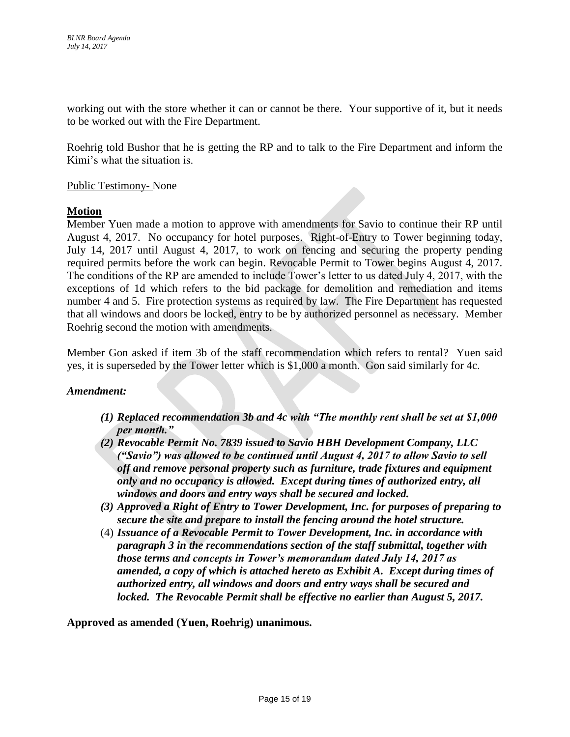working out with the store whether it can or cannot be there. Your supportive of it, but it needs to be worked out with the Fire Department.

Roehrig told Bushor that he is getting the RP and to talk to the Fire Department and inform the Kimi's what the situation is.

Public Testimony- None

**Motion**

Member Yuen made a motion to approve with amendments for Savio to continue their RP until August 4, 2017. No occupancy for hotel purposes. Right-of-Entry to Tower beginning today, July 14, 2017 until August 4, 2017, to work on fencing and securing the property pending required permits before the work can begin. Revocable Permit to Tower begins August 4, 2017. The conditions of the RP are amended to include Tower's letter to us dated July 4, 2017, with the exceptions of 1d which refers to the bid package for demolition and remediation and items number 4 and 5. Fire protection systems as required by law. The Fire Department has requested that all windows and doors be locked, entry to be by authorized personnel as necessary. Member Roehrig second the motion with amendments.

Member Gon asked if item 3b of the staff recommendation which refers to rental? Yuen said yes, it is superseded by the Tower letter which is $1,000 a month. Gon said similarly for 4c.

***Amendment:***

***(1) Replaced recommendation 3b and 4c with "The monthly rent shall be set at $1,000 per month."***

***(2) Revocable Permit No. 7839 issued to Savio HBH Development Company, LLC ("Savio") was allowed to be continued until August 4, 2017 to allow Savio to sell off and remove personal property such as furniture, trade fixtures and equipment only and no occupancy is allowed. Except during times of authorized entry, all windows and doors and entry ways shall be secured and locked.***

***(3) Approved a Right of Entry to Tower Development, Inc. for purposes of preparing to secure the site and prepare to install the fencing around the hotel structure.***

(4) ***Issuance of a Revocable Permit to Tower Development, Inc. in accordance with paragraph 3 in the recommendations section of the staff submittal, together with those terms and concepts in Tower's memorandum dated July 14, 2017 as amended, a copy of which is attached hereto as Exhibit A. Except during times of authorized entry, all windows and doors and entry ways shall be secured and locked. The Revocable Permit shall be effective no earlier than August 5, 2017.***

**Approved as amended (Yuen, Roehrig) unanimous.**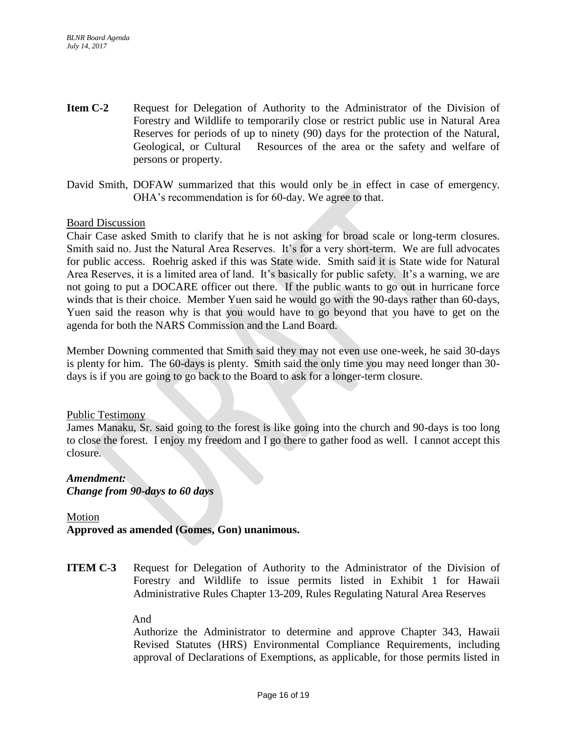**Item C-2** Request for Delegation of Authority to the Administrator of the Division of Forestry and Wildlife to temporarily close or restrict public use in Natural Area Reserves for periods of up to ninety (90) days for the protection of the Natural, Geological, or Cultural Resources of the area or the safety and welfare of persons or property.

David Smith, DOFAW summarized that this would only be in effect in case of emergency. OHA's recommendation is for 60-day. We agree to that.

Board Discussion

Chair Case asked Smith to clarify that he is not asking for broad scale or long-term closures. Smith said no. Just the Natural Area Reserves. It's for a very short-term. We are full advocates for public access. Roehrig asked if this was State wide. Smith said it is State wide for Natural Area Reserves, it is a limited area of land. It's basically for public safety. It's a warning, we are not going to put a DOCARE officer out there. If the public wants to go out in hurricane force winds that is their choice. Member Yuen said he would go with the 90-days rather than 60-days, Yuen said the reason why is that you would have to go beyond that you have to get on the agenda for both the NARS Commission and the Land Board.

Member Downing commented that Smith said they may not even use one-week, he said 30-days is plenty for him. The 60-days is plenty. Smith said the only time you may need longer than 30-days is if you are going to go back to the Board to ask for a longer-term closure.

Public Testimony

James Manaku, Sr. said going to the forest is like going into the church and 90-days is too long to close the forest. I enjoy my freedom and I go there to gather food as well. I cannot accept this closure.

***Amendment:***
***Change from 90-days to 60 days***

Motion

**Approved as amended (Gomes, Gon) unanimous.**

**ITEM C-3** Request for Delegation of Authority to the Administrator of the Division of Forestry and Wildlife to issue permits listed in Exhibit 1 for Hawaii Administrative Rules Chapter 13-209, Rules Regulating Natural Area Reserves

And

Authorize the Administrator to determine and approve Chapter 343, Hawaii Revised Statutes (HRS) Environmental Compliance Requirements, including approval of Declarations of Exemptions, as applicable, for those permits listed in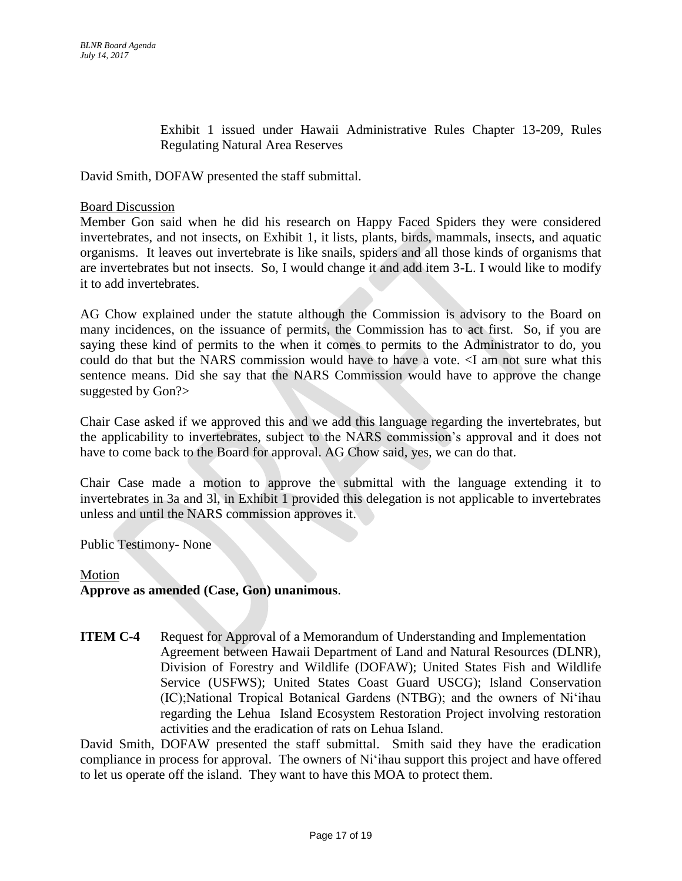Exhibit 1 issued under Hawaii Administrative Rules Chapter 13-209, Rules Regulating Natural Area Reserves

David Smith, DOFAW presented the staff submittal.

Board Discussion

Member Gon said when he did his research on Happy Faced Spiders they were considered invertebrates, and not insects, on Exhibit 1, it lists, plants, birds, mammals, insects, and aquatic organisms. It leaves out invertebrate is like snails, spiders and all those kinds of organisms that are invertebrates but not insects. So, I would change it and add item 3-L. I would like to modify it to add invertebrates.

AG Chow explained under the statute although the Commission is advisory to the Board on many incidences, on the issuance of permits, the Commission has to act first. So, if you are saying these kind of permits to the when it comes to permits to the Administrator to do, you could do that but the NARS commission would have to have a vote. <I am not sure what this sentence means. Did she say that the NARS Commission would have to approve the change suggested by Gon?>

Chair Case asked if we approved this and we add this language regarding the invertebrates, but the applicability to invertebrates, subject to the NARS commission's approval and it does not have to come back to the Board for approval. AG Chow said, yes, we can do that.

Chair Case made a motion to approve the submittal with the language extending it to invertebrates in 3a and 3l, in Exhibit 1 provided this delegation is not applicable to invertebrates unless and until the NARS commission approves it.

Public Testimony- None

Motion

**Approve as amended (Case, Gon) unanimous**.

**ITEM C-4** Request for Approval of a Memorandum of Understanding and Implementation Agreement between Hawaii Department of Land and Natural Resources (DLNR), Division of Forestry and Wildlife (DOFAW); United States Fish and Wildlife Service (USFWS); United States Coast Guard USCG); Island Conservation (IC);National Tropical Botanical Gardens (NTBG); and the owners of Ni'ihau regarding the Lehua Island Ecosystem Restoration Project involving restoration activities and the eradication of rats on Lehua Island.

David Smith, DOFAW presented the staff submittal. Smith said they have the eradication compliance in process for approval. The owners of Ni'ihau support this project and have offered to let us operate off the island. They want to have this MOA to protect them.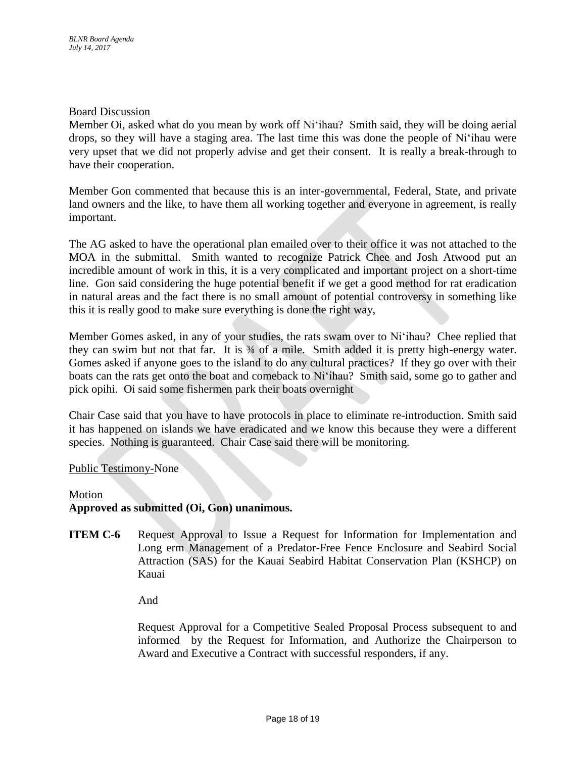Board Discussion

Member Oi, asked what do you mean by work off Niʻihau? Smith said, they will be doing aerial drops, so they will have a staging area. The last time this was done the people of Niʻihau were very upset that we did not properly advise and get their consent. It is really a break-through to have their cooperation.

Member Gon commented that because this is an inter-governmental, Federal, State, and private land owners and the like, to have them all working together and everyone in agreement, is really important.

The AG asked to have the operational plan emailed over to their office it was not attached to the MOA in the submittal. Smith wanted to recognize Patrick Chee and Josh Atwood put an incredible amount of work in this, it is a very complicated and important project on a short-time line. Gon said considering the huge potential benefit if we get a good method for rat eradication in natural areas and the fact there is no small amount of potential controversy in something like this it is really good to make sure everything is done the right way,

Member Gomes asked, in any of your studies, the rats swam over to Niʻihau? Chee replied that they can swim but not that far. It is ¾ of a mile. Smith added it is pretty high-energy water. Gomes asked if anyone goes to the island to do any cultural practices? If they go over with their boats can the rats get onto the boat and comeback to Niʻihau? Smith said, some go to gather and pick opihi. Oi said some fishermen park their boats overnight

Chair Case said that you have to have protocols in place to eliminate re-introduction. Smith said it has happened on islands we have eradicated and we know this because they were a different species. Nothing is guaranteed. Chair Case said there will be monitoring.

Public Testimony-None

Motion

**Approved as submitted (Oi, Gon) unanimous.**

**ITEM C-6** Request Approval to Issue a Request for Information for Implementation and Long erm Management of a Predator-Free Fence Enclosure and Seabird Social Attraction (SAS) for the Kauai Seabird Habitat Conservation Plan (KSHCP) on Kauai

And

Request Approval for a Competitive Sealed Proposal Process subsequent to and informed by the Request for Information, and Authorize the Chairperson to Award and Executive a Contract with successful responders, if any.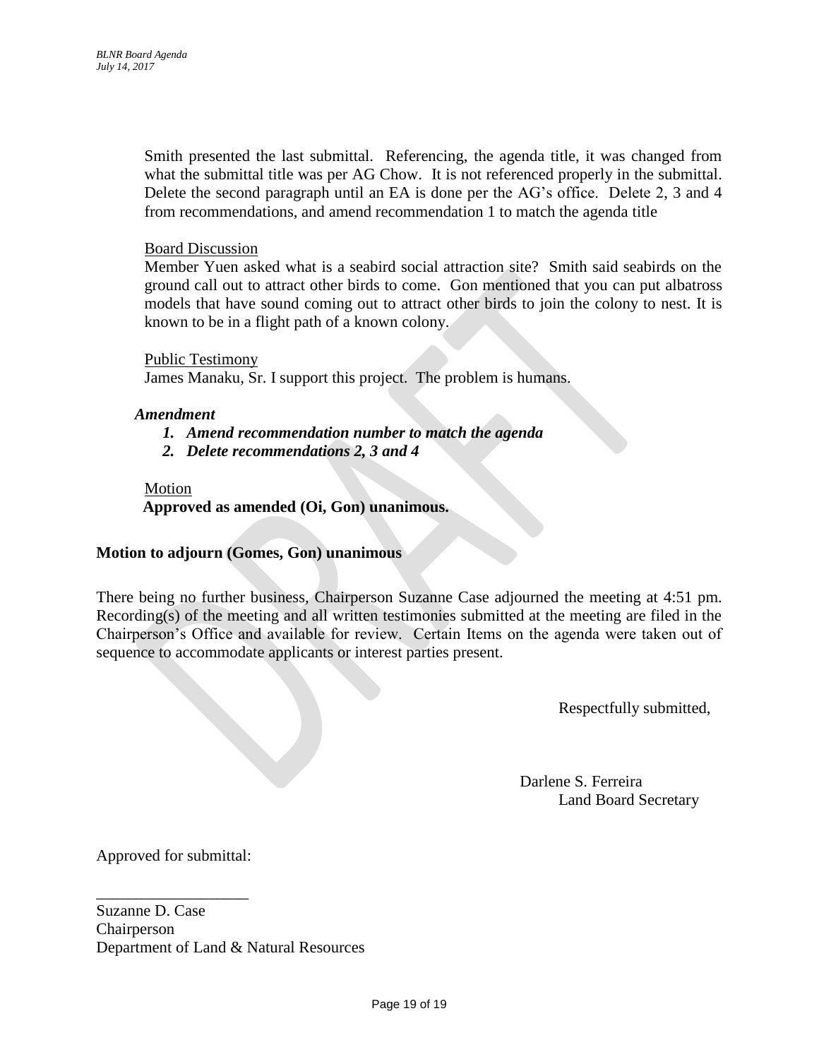Smith presented the last submittal. Referencing, the agenda title, it was changed from what the submittal title was per AG Chow. It is not referenced properly in the submittal. Delete the second paragraph until an EA is done per the AG's office. Delete 2, 3 and 4 from recommendations, and amend recommendation 1 to match the agenda title

Board Discussion

Member Yuen asked what is a seabird social attraction site? Smith said seabirds on the ground call out to attract other birds to come. Gon mentioned that you can put albatross models that have sound coming out to attract other birds to join the colony to nest. It is known to be in a flight path of a known colony.

Public Testimony

James Manaku, Sr. I support this project. The problem is humans.

***Amendment***

1. ***Amend recommendation number to match the agenda***
2. ***Delete recommendations 2, 3 and 4***

Motion

**Approved as amended (Oi, Gon) unanimous.**

**Motion to adjourn (Gomes, Gon) unanimous**

There being no further business, Chairperson Suzanne Case adjourned the meeting at 4:51 pm. Recording(s) of the meeting and all written testimonies submitted at the meeting are filed in the Chairperson's Office and available for review. Certain Items on the agenda were taken out of sequence to accommodate applicants or interest parties present.

Respectfully submitted,

Darlene S. Ferreira
Land Board Secretary

Approved for submittal:

___________________

Suzanne D. Case
Chairperson
Department of Land & Natural Resources